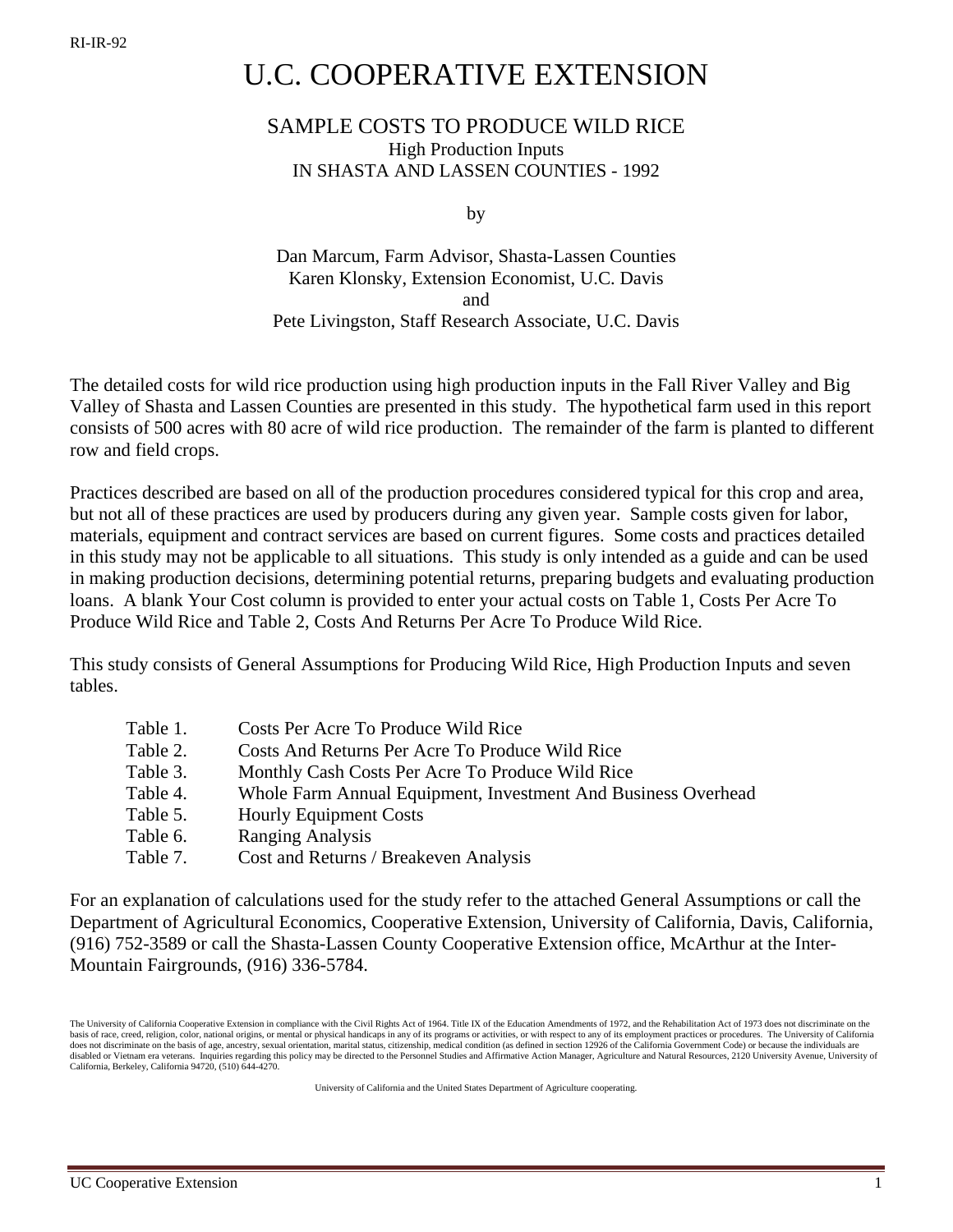RI-IR-92

# U.C. COOPERATIVE EXTENSION

## SAMPLE COSTS TO PRODUCE WILD RICE

High Production Inputs
IN SHASTA AND LASSEN COUNTIES - 1992

by

Dan Marcum, Farm Advisor, Shasta-Lassen Counties
Karen Klonsky, Extension Economist, U.C. Davis
and
Pete Livingston, Staff Research Associate, U.C. Davis

The detailed costs for wild rice production using high production inputs in the Fall River Valley and Big Valley of Shasta and Lassen Counties are presented in this study. The hypothetical farm used in this report consists of 500 acres with 80 acre of wild rice production. The remainder of the farm is planted to different row and field crops.

Practices described are based on all of the production procedures considered typical for this crop and area, but not all of these practices are used by producers during any given year. Sample costs given for labor, materials, equipment and contract services are based on current figures. Some costs and practices detailed in this study may not be applicable to all situations. This study is only intended as a guide and can be used in making production decisions, determining potential returns, preparing budgets and evaluating production loans. A blank Your Cost column is provided to enter your actual costs on Table 1, Costs Per Acre To Produce Wild Rice and Table 2, Costs And Returns Per Acre To Produce Wild Rice.

This study consists of General Assumptions for Producing Wild Rice, High Production Inputs and seven tables.

- Table 1. Costs Per Acre To Produce Wild Rice
- Table 2. Costs And Returns Per Acre To Produce Wild Rice
- Table 3. Monthly Cash Costs Per Acre To Produce Wild Rice
- Table 4. Whole Farm Annual Equipment, Investment And Business Overhead
- Table 5. Hourly Equipment Costs
- Table 6. Ranging Analysis
- Table 7. Cost and Returns / Breakeven Analysis

For an explanation of calculations used for the study refer to the attached General Assumptions or call the Department of Agricultural Economics, Cooperative Extension, University of California, Davis, California, (916) 752-3589 or call the Shasta-Lassen County Cooperative Extension office, McArthur at the Inter-Mountain Fairgrounds, (916) 336-5784.

The University of California Cooperative Extension in compliance with the Civil Rights Act of 1964. Title IX of the Education Amendments of 1972, and the Rehabilitation Act of 1973 does not discriminate on the basis of race, creed, religion, color, national origins, or mental or physical handicaps in any of its programs or activities, or with respect to any of its employment practices or procedures. The University of California does not discriminate on the basis of age, ancestry, sexual orientation, marital status, citizenship, medical condition (as defined in section 12926 of the California Government Code) or because the individuals are disabled or Vietnam era veterans. Inquiries regarding this policy may be directed to the Personnel Studies and Affirmative Action Manager, Agriculture and Natural Resources, 2120 University Avenue, University of California, Berkeley, California 94720, (510) 644-4270.

University of California and the United States Department of Agriculture cooperating.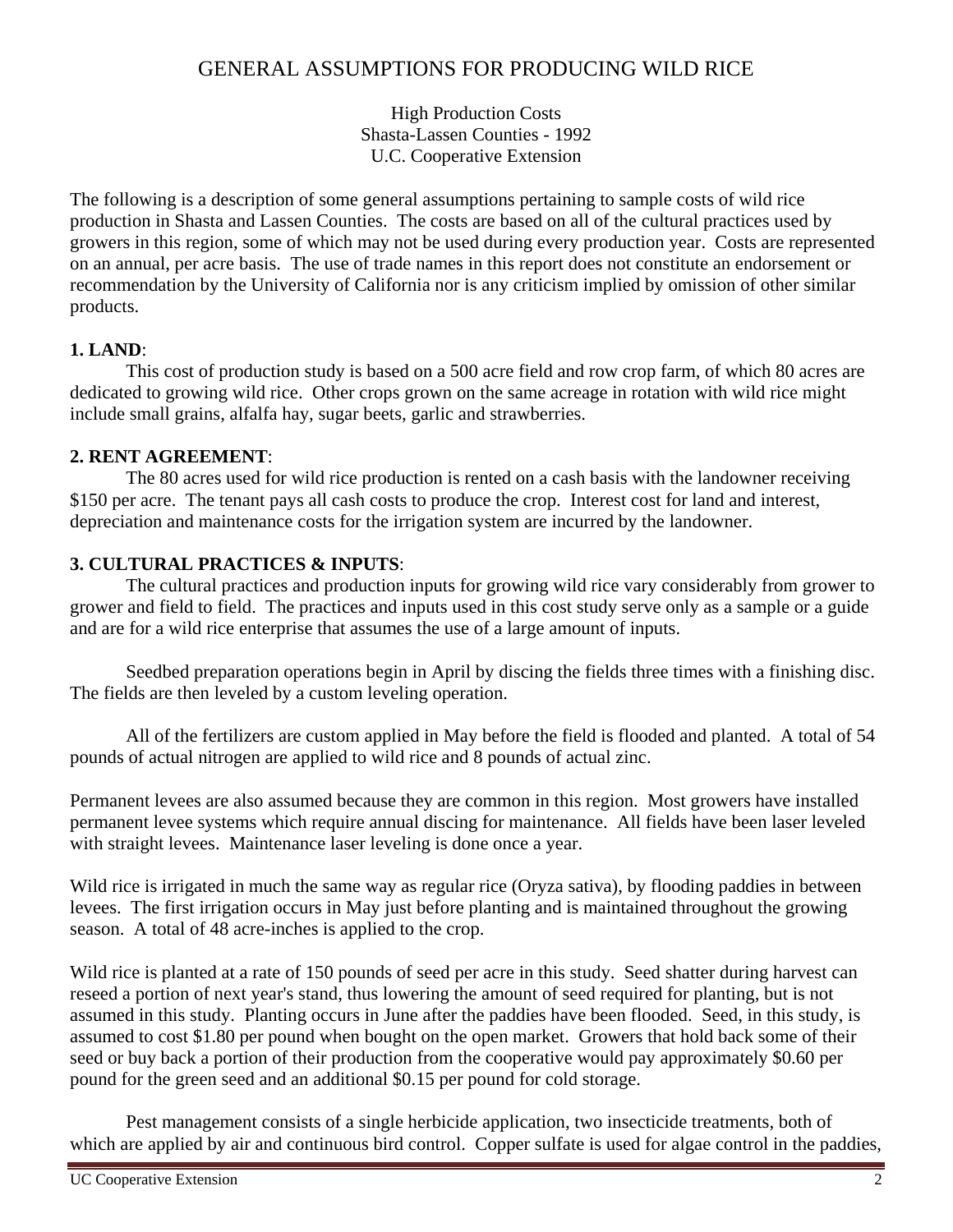# GENERAL ASSUMPTIONS FOR PRODUCING WILD RICE

High Production Costs
Shasta-Lassen Counties - 1992
U.C. Cooperative Extension

The following is a description of some general assumptions pertaining to sample costs of wild rice production in Shasta and Lassen Counties. The costs are based on all of the cultural practices used by growers in this region, some of which may not be used during every production year. Costs are represented on an annual, per acre basis. The use of trade names in this report does not constitute an endorsement or recommendation by the University of California nor is any criticism implied by omission of other similar products.

**1. LAND**:

This cost of production study is based on a 500 acre field and row crop farm, of which 80 acres are dedicated to growing wild rice. Other crops grown on the same acreage in rotation with wild rice might include small grains, alfalfa hay, sugar beets, garlic and strawberries.

**2. RENT AGREEMENT**:

The 80 acres used for wild rice production is rented on a cash basis with the landowner receiving $150 per acre. The tenant pays all cash costs to produce the crop. Interest cost for land and interest, depreciation and maintenance costs for the irrigation system are incurred by the landowner.

**3. CULTURAL PRACTICES & INPUTS**:

The cultural practices and production inputs for growing wild rice vary considerably from grower to grower and field to field. The practices and inputs used in this cost study serve only as a sample or a guide and are for a wild rice enterprise that assumes the use of a large amount of inputs.

Seedbed preparation operations begin in April by discing the fields three times with a finishing disc. The fields are then leveled by a custom leveling operation.

All of the fertilizers are custom applied in May before the field is flooded and planted. A total of 54 pounds of actual nitrogen are applied to wild rice and 8 pounds of actual zinc.

Permanent levees are also assumed because they are common in this region. Most growers have installed permanent levee systems which require annual discing for maintenance. All fields have been laser leveled with straight levees. Maintenance laser leveling is done once a year.

Wild rice is irrigated in much the same way as regular rice (Oryza sativa), by flooding paddies in between levees. The first irrigation occurs in May just before planting and is maintained throughout the growing season. A total of 48 acre-inches is applied to the crop.

Wild rice is planted at a rate of 150 pounds of seed per acre in this study. Seed shatter during harvest can reseed a portion of next year's stand, thus lowering the amount of seed required for planting, but is not assumed in this study. Planting occurs in June after the paddies have been flooded. Seed, in this study, is assumed to cost $1.80 per pound when bought on the open market. Growers that hold back some of their seed or buy back a portion of their production from the cooperative would pay approximately $0.60 per pound for the green seed and an additional $0.15 per pound for cold storage.

Pest management consists of a single herbicide application, two insecticide treatments, both of which are applied by air and continuous bird control. Copper sulfate is used for algae control in the paddies,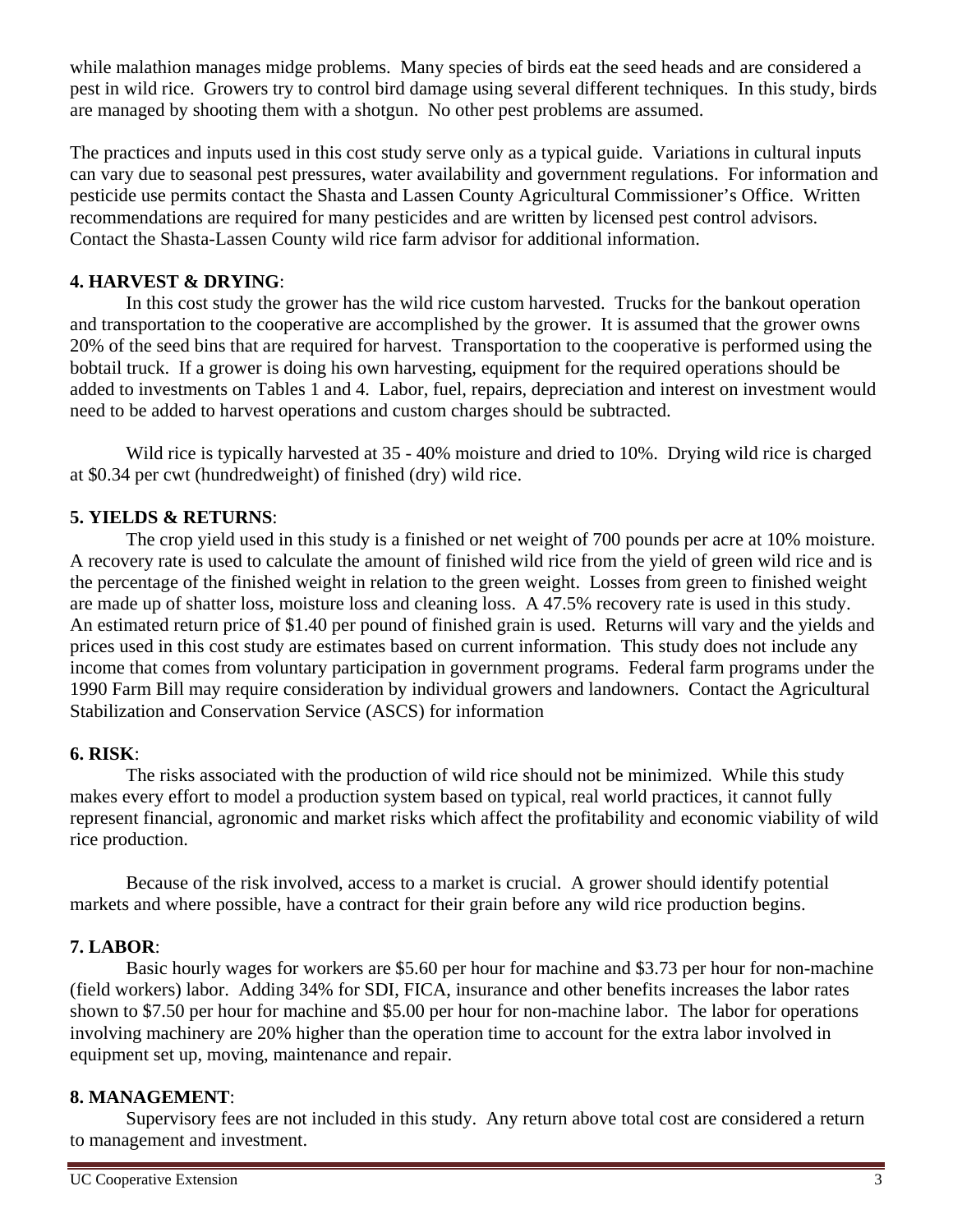while malathion manages midge problems. Many species of birds eat the seed heads and are considered a pest in wild rice. Growers try to control bird damage using several different techniques. In this study, birds are managed by shooting them with a shotgun. No other pest problems are assumed.

The practices and inputs used in this cost study serve only as a typical guide. Variations in cultural inputs can vary due to seasonal pest pressures, water availability and government regulations. For information and pesticide use permits contact the Shasta and Lassen County Agricultural Commissioner's Office. Written recommendations are required for many pesticides and are written by licensed pest control advisors. Contact the Shasta-Lassen County wild rice farm advisor for additional information.

**4. HARVEST & DRYING**:

In this cost study the grower has the wild rice custom harvested. Trucks for the bankout operation and transportation to the cooperative are accomplished by the grower. It is assumed that the grower owns 20% of the seed bins that are required for harvest. Transportation to the cooperative is performed using the bobtail truck. If a grower is doing his own harvesting, equipment for the required operations should be added to investments on Tables 1 and 4. Labor, fuel, repairs, depreciation and interest on investment would need to be added to harvest operations and custom charges should be subtracted.

Wild rice is typically harvested at 35 - 40% moisture and dried to 10%. Drying wild rice is charged at $0.34 per cwt (hundredweight) of finished (dry) wild rice.

**5. YIELDS & RETURNS**:

The crop yield used in this study is a finished or net weight of 700 pounds per acre at 10% moisture. A recovery rate is used to calculate the amount of finished wild rice from the yield of green wild rice and is the percentage of the finished weight in relation to the green weight. Losses from green to finished weight are made up of shatter loss, moisture loss and cleaning loss. A 47.5% recovery rate is used in this study. An estimated return price of $1.40 per pound of finished grain is used. Returns will vary and the yields and prices used in this cost study are estimates based on current information. This study does not include any income that comes from voluntary participation in government programs. Federal farm programs under the 1990 Farm Bill may require consideration by individual growers and landowners. Contact the Agricultural Stabilization and Conservation Service (ASCS) for information

**6. RISK**:

The risks associated with the production of wild rice should not be minimized. While this study makes every effort to model a production system based on typical, real world practices, it cannot fully represent financial, agronomic and market risks which affect the profitability and economic viability of wild rice production.

Because of the risk involved, access to a market is crucial. A grower should identify potential markets and where possible, have a contract for their grain before any wild rice production begins.

**7. LABOR**:

Basic hourly wages for workers are $5.60 per hour for machine and $3.73 per hour for non-machine (field workers) labor. Adding 34% for SDI, FICA, insurance and other benefits increases the labor rates shown to $7.50 per hour for machine and $5.00 per hour for non-machine labor. The labor for operations involving machinery are 20% higher than the operation time to account for the extra labor involved in equipment set up, moving, maintenance and repair.

**8. MANAGEMENT**:

Supervisory fees are not included in this study. Any return above total cost are considered a return to management and investment.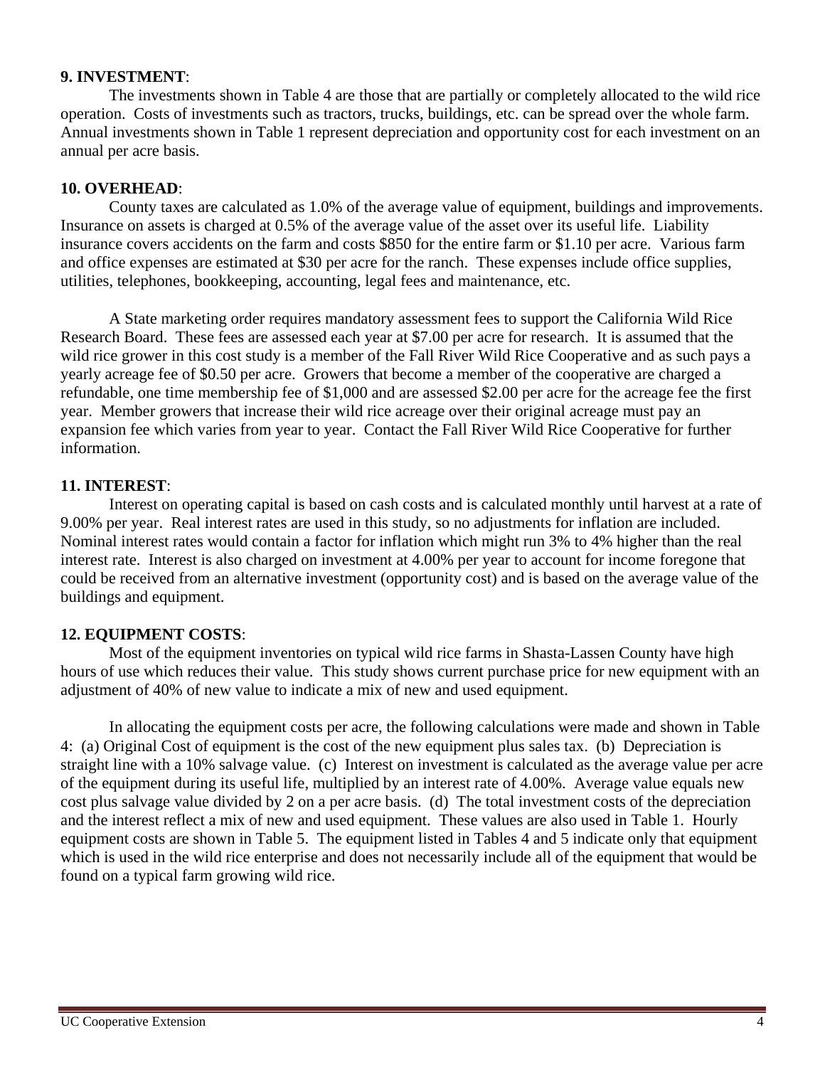**9. INVESTMENT**:

The investments shown in Table 4 are those that are partially or completely allocated to the wild rice operation. Costs of investments such as tractors, trucks, buildings, etc. can be spread over the whole farm. Annual investments shown in Table 1 represent depreciation and opportunity cost for each investment on an annual per acre basis.

**10. OVERHEAD**:

County taxes are calculated as 1.0% of the average value of equipment, buildings and improvements. Insurance on assets is charged at 0.5% of the average value of the asset over its useful life. Liability insurance covers accidents on the farm and costs $850 for the entire farm or $1.10 per acre. Various farm and office expenses are estimated at $30 per acre for the ranch. These expenses include office supplies, utilities, telephones, bookkeeping, accounting, legal fees and maintenance, etc.

A State marketing order requires mandatory assessment fees to support the California Wild Rice Research Board. These fees are assessed each year at $7.00 per acre for research. It is assumed that the wild rice grower in this cost study is a member of the Fall River Wild Rice Cooperative and as such pays a yearly acreage fee of $0.50 per acre. Growers that become a member of the cooperative are charged a refundable, one time membership fee of $1,000 and are assessed $2.00 per acre for the acreage fee the first year. Member growers that increase their wild rice acreage over their original acreage must pay an expansion fee which varies from year to year. Contact the Fall River Wild Rice Cooperative for further information.

**11. INTEREST**:

Interest on operating capital is based on cash costs and is calculated monthly until harvest at a rate of 9.00% per year. Real interest rates are used in this study, so no adjustments for inflation are included. Nominal interest rates would contain a factor for inflation which might run 3% to 4% higher than the real interest rate. Interest is also charged on investment at 4.00% per year to account for income foregone that could be received from an alternative investment (opportunity cost) and is based on the average value of the buildings and equipment.

**12. EQUIPMENT COSTS**:

Most of the equipment inventories on typical wild rice farms in Shasta-Lassen County have high hours of use which reduces their value. This study shows current purchase price for new equipment with an adjustment of 40% of new value to indicate a mix of new and used equipment.

In allocating the equipment costs per acre, the following calculations were made and shown in Table 4: (a) Original Cost of equipment is the cost of the new equipment plus sales tax. (b) Depreciation is straight line with a 10% salvage value. (c) Interest on investment is calculated as the average value per acre of the equipment during its useful life, multiplied by an interest rate of 4.00%. Average value equals new cost plus salvage value divided by 2 on a per acre basis. (d) The total investment costs of the depreciation and the interest reflect a mix of new and used equipment. These values are also used in Table 1. Hourly equipment costs are shown in Table 5. The equipment listed in Tables 4 and 5 indicate only that equipment which is used in the wild rice enterprise and does not necessarily include all of the equipment that would be found on a typical farm growing wild rice.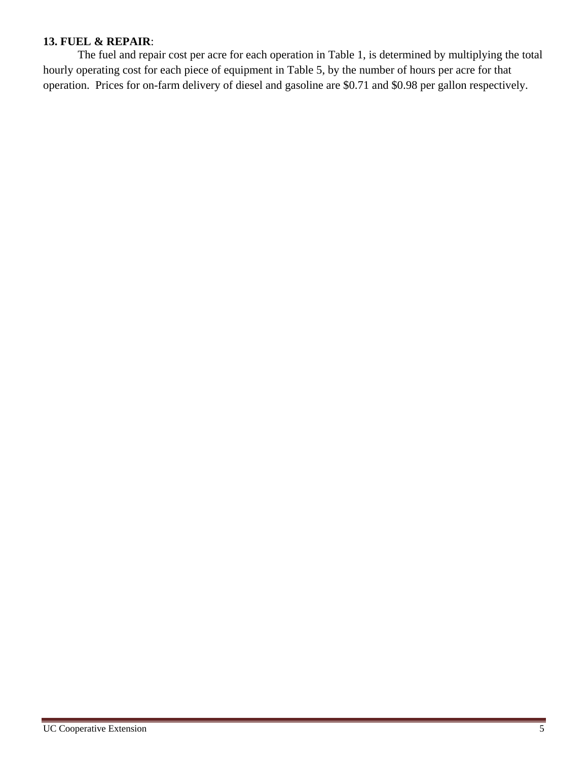**13. FUEL & REPAIR**:

The fuel and repair cost per acre for each operation in Table 1, is determined by multiplying the total hourly operating cost for each piece of equipment in Table 5, by the number of hours per acre for that operation. Prices for on-farm delivery of diesel and gasoline are $0.71 and $0.98 per gallon respectively.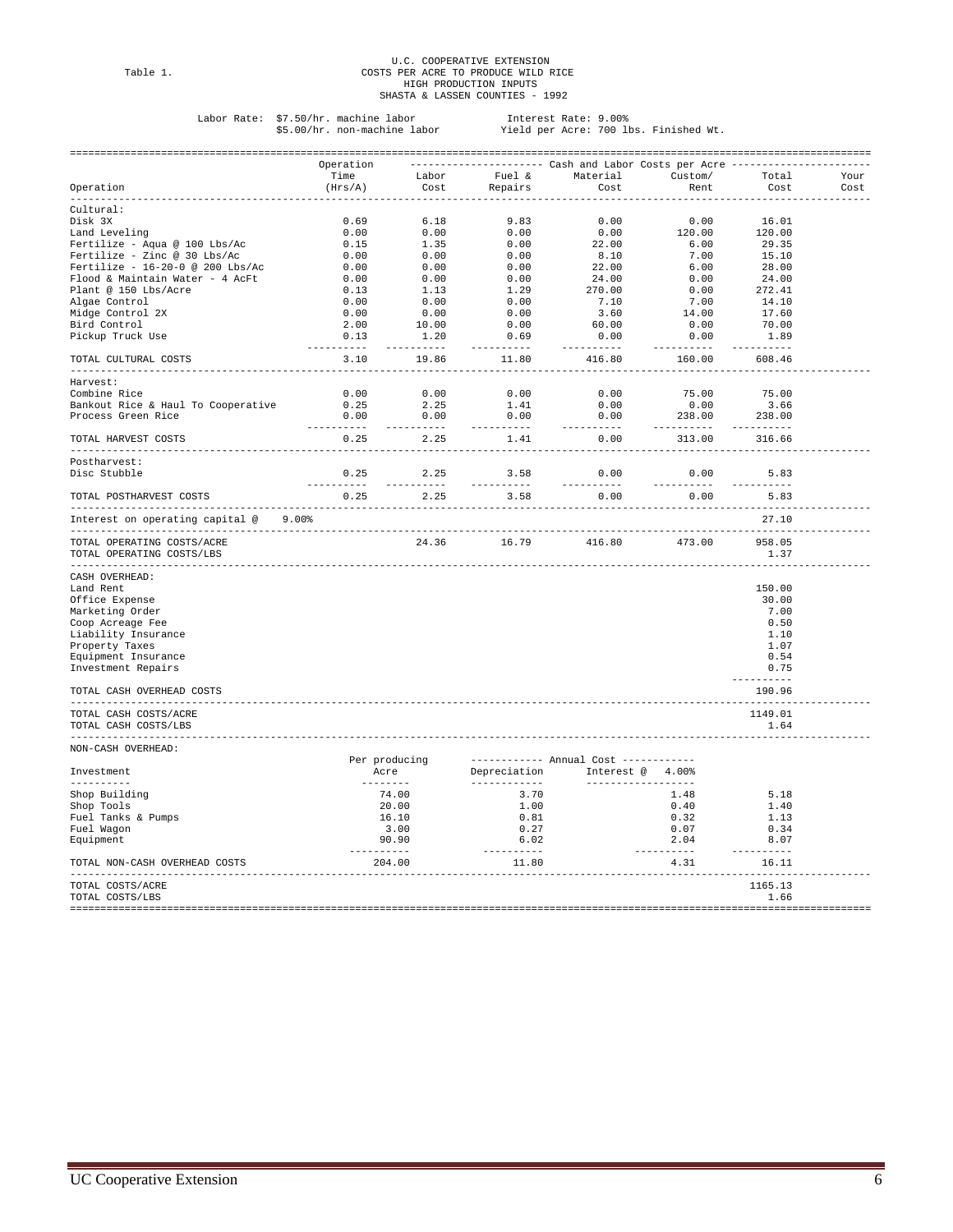Table 1.

U.C. COOPERATIVE EXTENSION
COSTS PER ACRE TO PRODUCE WILD RICE
HIGH PRODUCTION INPUTS
SHASTA & LASSEN COUNTIES - 1992

Labor Rate: $7.50/hr. machine labor
$5.00/hr. non-machine labor

Interest Rate: 9.00%
Yield per Acre: 700 lbs. Finished Wt.

| Operation | Operation Time (Hrs/A) | Labor Cost | Fuel & Repairs | Material Cost | Custom/ Rent | Total Cost | Your Cost |
|---|---|---|---|---|---|---|---|
| | | Cash and Labor Costs per Acre | | | | | |
| **Cultural:** | | | | | | | |
| Disk 3X | 0.69 | 6.18 | 9.83 | 0.00 | 0.00 | 16.01 | |
| Land Leveling | 0.00 | 0.00 | 0.00 | 0.00 | 120.00 | 120.00 | |
| Fertilize - Aqua @ 100 Lbs/Ac | 0.15 | 1.35 | 0.00 | 22.00 | 6.00 | 29.35 | |
| Fertilize - Zinc @ 30 Lbs/Ac | 0.00 | 0.00 | 0.00 | 8.10 | 7.00 | 15.10 | |
| Fertilize - 16-20-0 @ 200 Lbs/Ac | 0.00 | 0.00 | 0.00 | 22.00 | 6.00 | 28.00 | |
| Flood & Maintain Water - 4 AcFt | 0.00 | 0.00 | 0.00 | 24.00 | 0.00 | 24.00 | |
| Plant @ 150 Lbs/Acre | 0.13 | 1.13 | 1.29 | 270.00 | 0.00 | 272.41 | |
| Algae Control | 0.00 | 0.00 | 0.00 | 7.10 | 7.00 | 14.10 | |
| Midge Control 2X | 0.00 | 0.00 | 0.00 | 3.60 | 14.00 | 17.60 | |
| Bird Control | 2.00 | 10.00 | 0.00 | 60.00 | 0.00 | 70.00 | |
| Pickup Truck Use | 0.13 | 1.20 | 0.69 | 0.00 | 0.00 | 1.89 | |
| TOTAL CULTURAL COSTS | 3.10 | 19.86 | 11.80 | 416.80 | 160.00 | 608.46 | |
| **Harvest:** | | | | | | | |
| Combine Rice | 0.00 | 0.00 | 0.00 | 0.00 | 75.00 | 75.00 | |
| Bankout Rice & Haul To Cooperative | 0.25 | 2.25 | 1.41 | 0.00 | 0.00 | 3.66 | |
| Process Green Rice | 0.00 | 0.00 | 0.00 | 0.00 | 238.00 | 238.00 | |
| TOTAL HARVEST COSTS | 0.25 | 2.25 | 1.41 | 0.00 | 313.00 | 316.66 | |
| **Postharvest:** | | | | | | | |
| Disc Stubble | 0.25 | 2.25 | 3.58 | 0.00 | 0.00 | 5.83 | |
| TOTAL POSTHARVEST COSTS | 0.25 | 2.25 | 3.58 | 0.00 | 0.00 | 5.83 | |
| Interest on operating capital @ 9.00% | | | | | | 27.10 | |
| TOTAL OPERATING COSTS/ACRE | | 24.36 | 16.79 | 416.80 | 473.00 | 958.05 | |
| TOTAL OPERATING COSTS/LBS | | | | | | 1.37 | |
| **CASH OVERHEAD:** | | | | | | | |
| Land Rent | | | | | | 150.00 | |
| Office Expense | | | | | | 30.00 | |
| Marketing Order | | | | | | 7.00 | |
| Coop Acreage Fee | | | | | | 0.50 | |
| Liability Insurance | | | | | | 1.10 | |
| Property Taxes | | | | | | 1.07 | |
| Equipment Insurance | | | | | | 0.54 | |
| Investment Repairs | | | | | | 0.75 | |
| TOTAL CASH OVERHEAD COSTS | | | | | | 190.96 | |
| TOTAL CASH COSTS/ACRE | | | | | | 1149.01 | |
| TOTAL CASH COSTS/LBS | | | | | | 1.64 | |

NON-CASH OVERHEAD:

| Investment | Per producing Acre | Annual Cost: Depreciation | Annual Cost: Interest @ 4.00% | Total |
|---|---|---|---|---|
| Shop Building | 74.00 | 3.70 | 1.48 | 5.18 |
| Shop Tools | 20.00 | 1.00 | 0.40 | 1.40 |
| Fuel Tanks & Pumps | 16.10 | 0.81 | 0.32 | 1.13 |
| Fuel Wagon | 3.00 | 0.27 | 0.07 | 0.34 |
| Equipment | 90.90 | 6.02 | 2.04 | 8.07 |
| TOTAL NON-CASH OVERHEAD COSTS | 204.00 | 11.80 | 4.31 | 16.11 |
| TOTAL COSTS/ACRE | | | | 1165.13 |
| TOTAL COSTS/LBS | | | | 1.66 |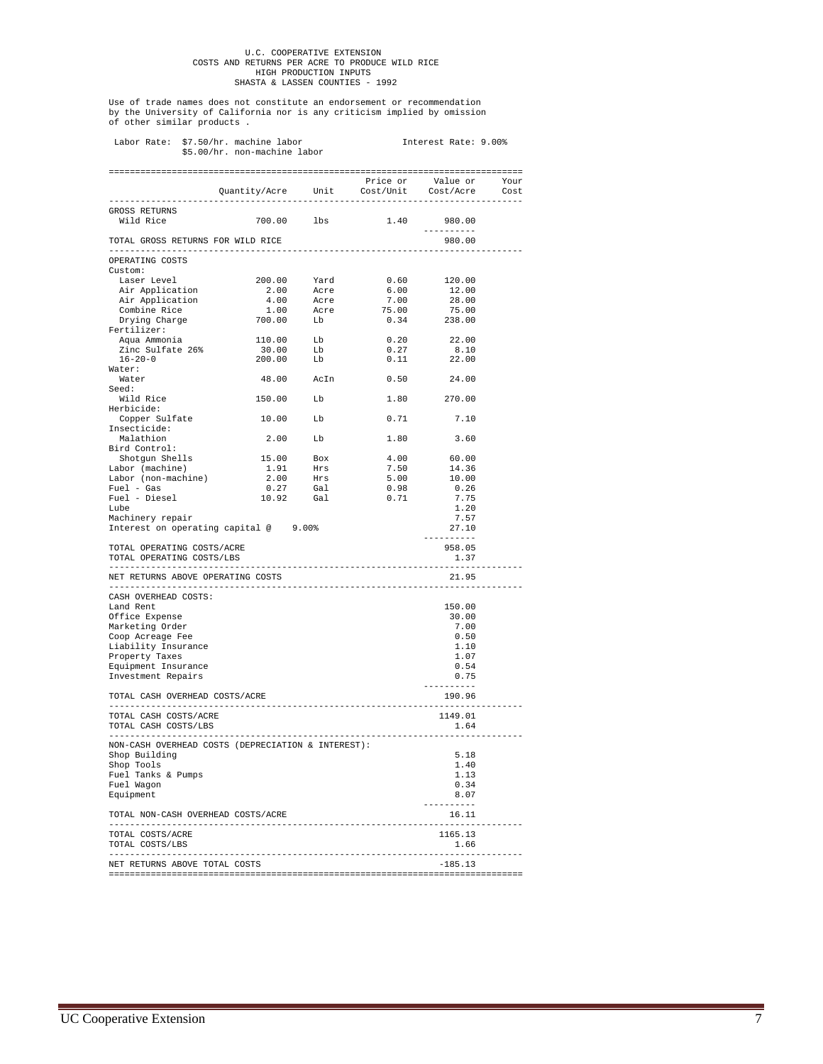U.C. COOPERATIVE EXTENSION
COSTS AND RETURNS PER ACRE TO PRODUCE WILD RICE
HIGH PRODUCTION INPUTS
SHASTA & LASSEN COUNTIES - 1992

Use of trade names does not constitute an endorsement or recommendation by the University of California nor is any criticism implied by omission of other similar products .

Labor Rate: $7.50/hr. machine labor
$5.00/hr. non-machine labor

Interest Rate: 9.00%

| | Quantity/Acre | Unit | Price or Cost/Unit | Value or Cost/Acre | Your Cost |
|---|---|---|---|---|---|
| GROSS RETURNS | | | | | |
| Wild Rice | 700.00 | lbs | 1.40 | 980.00 | |
| TOTAL GROSS RETURNS FOR WILD RICE | | | | 980.00 | |
| OPERATING COSTS | | | | | |
| Custom: | | | | | |
| Laser Level | 200.00 | Yard | 0.60 | 120.00 | |
| Air Application | 2.00 | Acre | 6.00 | 12.00 | |
| Air Application | 4.00 | Acre | 7.00 | 28.00 | |
| Combine Rice | 1.00 | Acre | 75.00 | 75.00 | |
| Drying Charge | 700.00 | Lb | 0.34 | 238.00 | |
| Fertilizer: | | | | | |
| Aqua Ammonia | 110.00 | Lb | 0.20 | 22.00 | |
| Zinc Sulfate 26% | 30.00 | Lb | 0.27 | 8.10 | |
| 16-20-0 | 200.00 | Lb | 0.11 | 22.00 | |
| Water: | | | | | |
| Water | 48.00 | AcIn | 0.50 | 24.00 | |
| Seed: | | | | | |
| Wild Rice | 150.00 | Lb | 1.80 | 270.00 | |
| Herbicide: | | | | | |
| Copper Sulfate | 10.00 | Lb | 0.71 | 7.10 | |
| Insecticide: | | | | | |
| Malathion | 2.00 | Lb | 1.80 | 3.60 | |
| Bird Control: | | | | | |
| Shotgun Shells | 15.00 | Box | 4.00 | 60.00 | |
| Labor (machine) | 1.91 | Hrs | 7.50 | 14.36 | |
| Labor (non-machine) | 2.00 | Hrs | 5.00 | 10.00 | |
| Fuel - Gas | 0.27 | Gal | 0.98 | 0.26 | |
| Fuel - Diesel | 10.92 | Gal | 0.71 | 7.75 | |
| Lube | | | | 1.20 | |
| Machinery repair | | | | 7.57 | |
| Interest on operating capital @ 9.00% | | | | 27.10 | |
| TOTAL OPERATING COSTS/ACRE | | | | 958.05 | |
| TOTAL OPERATING COSTS/LBS | | | | 1.37 | |
| NET RETURNS ABOVE OPERATING COSTS | | | | 21.95 | |
| CASH OVERHEAD COSTS: | | | | | |
| Land Rent | | | | 150.00 | |
| Office Expense | | | | 30.00 | |
| Marketing Order | | | | 7.00 | |
| Coop Acreage Fee | | | | 0.50 | |
| Liability Insurance | | | | 1.10 | |
| Property Taxes | | | | 1.07 | |
| Equipment Insurance | | | | 0.54 | |
| Investment Repairs | | | | 0.75 | |
| TOTAL CASH OVERHEAD COSTS/ACRE | | | | 190.96 | |
| TOTAL CASH COSTS/ACRE | | | | 1149.01 | |
| TOTAL CASH COSTS/LBS | | | | 1.64 | |
| NON-CASH OVERHEAD COSTS (DEPRECIATION & INTEREST): | | | | | |
| Shop Building | | | | 5.18 | |
| Shop Tools | | | | 1.40 | |
| Fuel Tanks & Pumps | | | | 1.13 | |
| Fuel Wagon | | | | 0.34 | |
| Equipment | | | | 8.07 | |
| TOTAL NON-CASH OVERHEAD COSTS/ACRE | | | | 16.11 | |
| TOTAL COSTS/ACRE | | | | 1165.13 | |
| TOTAL COSTS/LBS | | | | 1.66 | |
| NET RETURNS ABOVE TOTAL COSTS | | | | -185.13 | |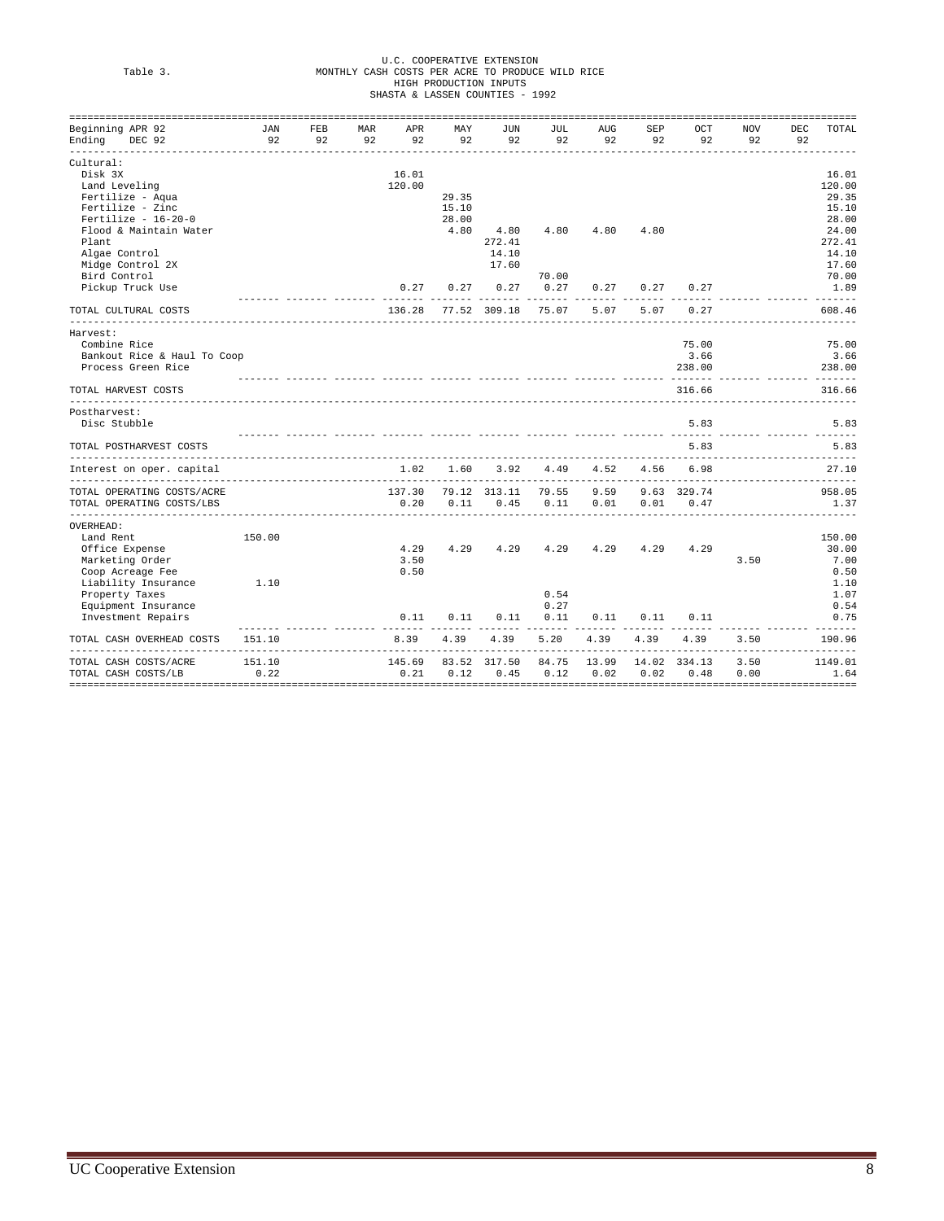Table 3.

U.C. COOPERATIVE EXTENSION
MONTHLY CASH COSTS PER ACRE TO PRODUCE WILD RICE
HIGH PRODUCTION INPUTS
SHASTA & LASSEN COUNTIES - 1992

| Beginning APR 92 / Ending DEC 92 | JAN 92 | FEB 92 | MAR 92 | APR 92 | MAY 92 | JUN 92 | JUL 92 | AUG 92 | SEP 92 | OCT 92 | NOV 92 | DEC 92 | TOTAL |
|---|---|---|---|---|---|---|---|---|---|---|---|---|---|
| **Cultural:** | | | | | | | | | | | | | |
| Disk 3X | | | | 16.01 | | | | | | | | | 16.01 |
| Land Leveling | | | | 120.00 | | | | | | | | | 120.00 |
| Fertilize - Aqua | | | | | 29.35 | | | | | | | | 29.35 |
| Fertilize - Zinc | | | | | 15.10 | | | | | | | | 15.10 |
| Fertilize - 16-20-0 | | | | | 28.00 | | | | | | | | 28.00 |
| Flood & Maintain Water | | | | | 4.80 | 4.80 | 4.80 | 4.80 | 4.80 | | | | 24.00 |
| Plant | | | | | | 272.41 | | | | | | | 272.41 |
| Algae Control | | | | | | 14.10 | | | | | | | 14.10 |
| Midge Control 2X | | | | | | 17.60 | | | | | | | 17.60 |
| Bird Control | | | | | | | 70.00 | | | | | | 70.00 |
| Pickup Truck Use | | | | 0.27 | 0.27 | 0.27 | 0.27 | 0.27 | 0.27 | 0.27 | | | 1.89 |
| TOTAL CULTURAL COSTS | | | | 136.28 | 77.52 | 309.18 | 75.07 | 5.07 | 5.07 | 0.27 | | | 608.46 |
| **Harvest:** | | | | | | | | | | | | | |
| Combine Rice | | | | | | | | | | 75.00 | | | 75.00 |
| Bankout Rice & Haul To Coop | | | | | | | | | | 3.66 | | | 3.66 |
| Process Green Rice | | | | | | | | | | 238.00 | | | 238.00 |
| TOTAL HARVEST COSTS | | | | | | | | | | 316.66 | | | 316.66 |
| **Postharvest:** | | | | | | | | | | | | | |
| Disc Stubble | | | | | | | | | | 5.83 | | | 5.83 |
| TOTAL POSTHARVEST COSTS | | | | | | | | | | 5.83 | | | 5.83 |
| Interest on oper. capital | | | | 1.02 | 1.60 | 3.92 | 4.49 | 4.52 | 4.56 | 6.98 | | | 27.10 |
| TOTAL OPERATING COSTS/ACRE | | | | 137.30 | 79.12 | 313.11 | 79.55 | 9.59 | 9.63 | 329.74 | | | 958.05 |
| TOTAL OPERATING COSTS/LBS | | | | 0.20 | 0.11 | 0.45 | 0.11 | 0.01 | 0.01 | 0.47 | | | 1.37 |
| **OVERHEAD:** | | | | | | | | | | | | | |
| Land Rent | 150.00 | | | | | | | | | | | | 150.00 |
| Office Expense | | | | 4.29 | 4.29 | 4.29 | 4.29 | 4.29 | 4.29 | 4.29 | | | 30.00 |
| Marketing Order | | | | 3.50 | | | | | | | 3.50 | | 7.00 |
| Coop Acreage Fee | | | | 0.50 | | | | | | | | | 0.50 |
| Liability Insurance | 1.10 | | | | | | | | | | | | 1.10 |
| Property Taxes | | | | | | | 0.54 | | | | | | 1.07 |
| Equipment Insurance | | | | | | | 0.27 | | | | | | 0.54 |
| Investment Repairs | | | | 0.11 | 0.11 | 0.11 | 0.11 | 0.11 | 0.11 | 0.11 | | | 0.75 |
| TOTAL CASH OVERHEAD COSTS | 151.10 | | | 8.39 | 4.39 | 4.39 | 5.20 | 4.39 | 4.39 | 4.39 | 3.50 | | 190.96 |
| TOTAL CASH COSTS/ACRE | 151.10 | | | 145.69 | 83.52 | 317.50 | 84.75 | 13.99 | 14.02 | 334.13 | 3.50 | | 1149.01 |
| TOTAL CASH COSTS/LB | 0.22 | | | 0.21 | 0.12 | 0.45 | 0.12 | 0.02 | 0.02 | 0.48 | 0.00 | | 1.64 |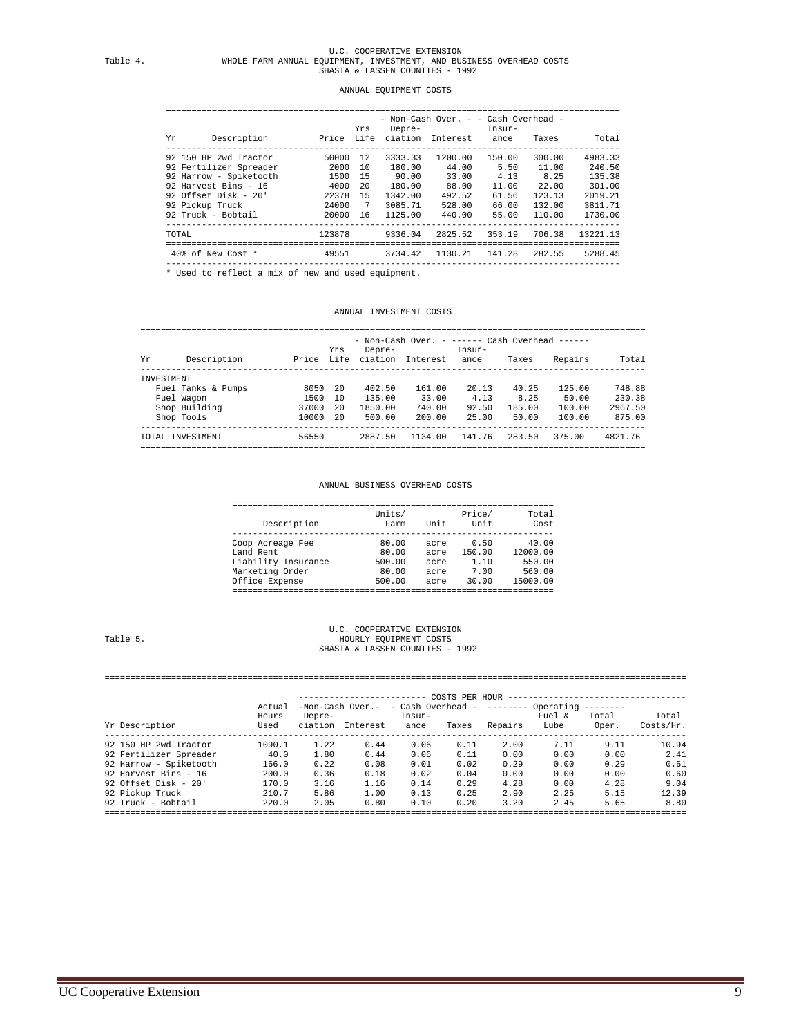U.C. COOPERATIVE EXTENSION

Table 4. WHOLE FARM ANNUAL EQUIPMENT, INVESTMENT, AND BUSINESS OVERHEAD COSTS

SHASTA & LASSEN COUNTIES - 1992

## ANNUAL EQUIPMENT COSTS

| Yr Description | Price | Yrs Life | - Non-Cash Over. - Depreciation | Interest | - Cash Overhead - Insurance | Taxes | Total |
|---|---|---|---|---|---|---|---|
| 92 150 HP 2wd Tractor | 50000 | 12 | 3333.33 | 1200.00 | 150.00 | 300.00 | 4983.33 |
| 92 Fertilizer Spreader | 2000 | 10 | 180.00 | 44.00 | 5.50 | 11.00 | 240.50 |
| 92 Harrow - Spiketooth | 1500 | 15 | 90.00 | 33.00 | 4.13 | 8.25 | 135.38 |
| 92 Harvest Bins - 16 | 4000 | 20 | 180.00 | 88.00 | 11.00 | 22.00 | 301.00 |
| 92 Offset Disk - 20' | 22378 | 15 | 1342.00 | 492.52 | 61.56 | 123.13 | 2019.21 |
| 92 Pickup Truck | 24000 | 7 | 3085.71 | 528.00 | 66.00 | 132.00 | 3811.71 |
| 92 Truck - Bobtail | 20000 | 16 | 1125.00 | 440.00 | 55.00 | 110.00 | 1730.00 |
| TOTAL | 123878 | | 9336.04 | 2825.52 | 353.19 | 706.38 | 13221.13 |
| 40% of New Cost * | 49551 | | 3734.42 | 1130.21 | 141.28 | 282.55 | 5288.45 |

\* Used to reflect a mix of new and used equipment.

## ANNUAL INVESTMENT COSTS

| Yr Description | Price | Yrs Life | - Non-Cash Over. - Depreciation | Interest | ------ Cash Overhead ------ Insurance | Taxes | Repairs | Total |
|---|---|---|---|---|---|---|---|---|
| INVESTMENT | | | | | | | | |
| Fuel Tanks & Pumps | 8050 | 20 | 402.50 | 161.00 | 20.13 | 40.25 | 125.00 | 748.88 |
| Fuel Wagon | 1500 | 10 | 135.00 | 33.00 | 4.13 | 8.25 | 50.00 | 230.38 |
| Shop Building | 37000 | 20 | 1850.00 | 740.00 | 92.50 | 185.00 | 100.00 | 2967.50 |
| Shop Tools | 10000 | 20 | 500.00 | 200.00 | 25.00 | 50.00 | 100.00 | 875.00 |
| TOTAL INVESTMENT | 56550 | | 2887.50 | 1134.00 | 141.76 | 283.50 | 375.00 | 4821.76 |

## ANNUAL BUSINESS OVERHEAD COSTS

| Description | Units/ Farm | Unit | Price/ Unit | Total Cost |
|---|---|---|---|---|
| Coop Acreage Fee | 80.00 | acre | 0.50 | 40.00 |
| Land Rent | 80.00 | acre | 150.00 | 12000.00 |
| Liability Insurance | 500.00 | acre | 1.10 | 550.00 |
| Marketing Order | 80.00 | acre | 7.00 | 560.00 |
| Office Expense | 500.00 | acre | 30.00 | 15000.00 |

U.C. COOPERATIVE EXTENSION

Table 5. HOURLY EQUIPMENT COSTS

SHASTA & LASSEN COUNTIES - 1992

| Yr Description | Actual Hours Used | COSTS PER HOUR: -Non-Cash Over.- Depreciation | Interest | - Cash Overhead - Insurance | Taxes | -------- Operating -------- Repairs | Fuel & Lube | Total Oper. | Total Costs/Hr. |
|---|---|---|---|---|---|---|---|---|---|
| 92 150 HP 2wd Tractor | 1090.1 | 1.22 | 0.44 | 0.06 | 0.11 | 2.00 | 7.11 | 9.11 | 10.94 |
| 92 Fertilizer Spreader | 40.0 | 1.80 | 0.44 | 0.06 | 0.11 | 0.00 | 0.00 | 0.00 | 2.41 |
| 92 Harrow - Spiketooth | 166.0 | 0.22 | 0.08 | 0.01 | 0.02 | 0.29 | 0.00 | 0.29 | 0.61 |
| 92 Harvest Bins - 16 | 200.0 | 0.36 | 0.18 | 0.02 | 0.04 | 0.00 | 0.00 | 0.00 | 0.60 |
| 92 Offset Disk - 20' | 170.0 | 3.16 | 1.16 | 0.14 | 0.29 | 4.28 | 0.00 | 4.28 | 9.04 |
| 92 Pickup Truck | 210.7 | 5.86 | 1.00 | 0.13 | 0.25 | 2.90 | 2.25 | 5.15 | 12.39 |
| 92 Truck - Bobtail | 220.0 | 2.05 | 0.80 | 0.10 | 0.20 | 3.20 | 2.45 | 5.65 | 8.80 |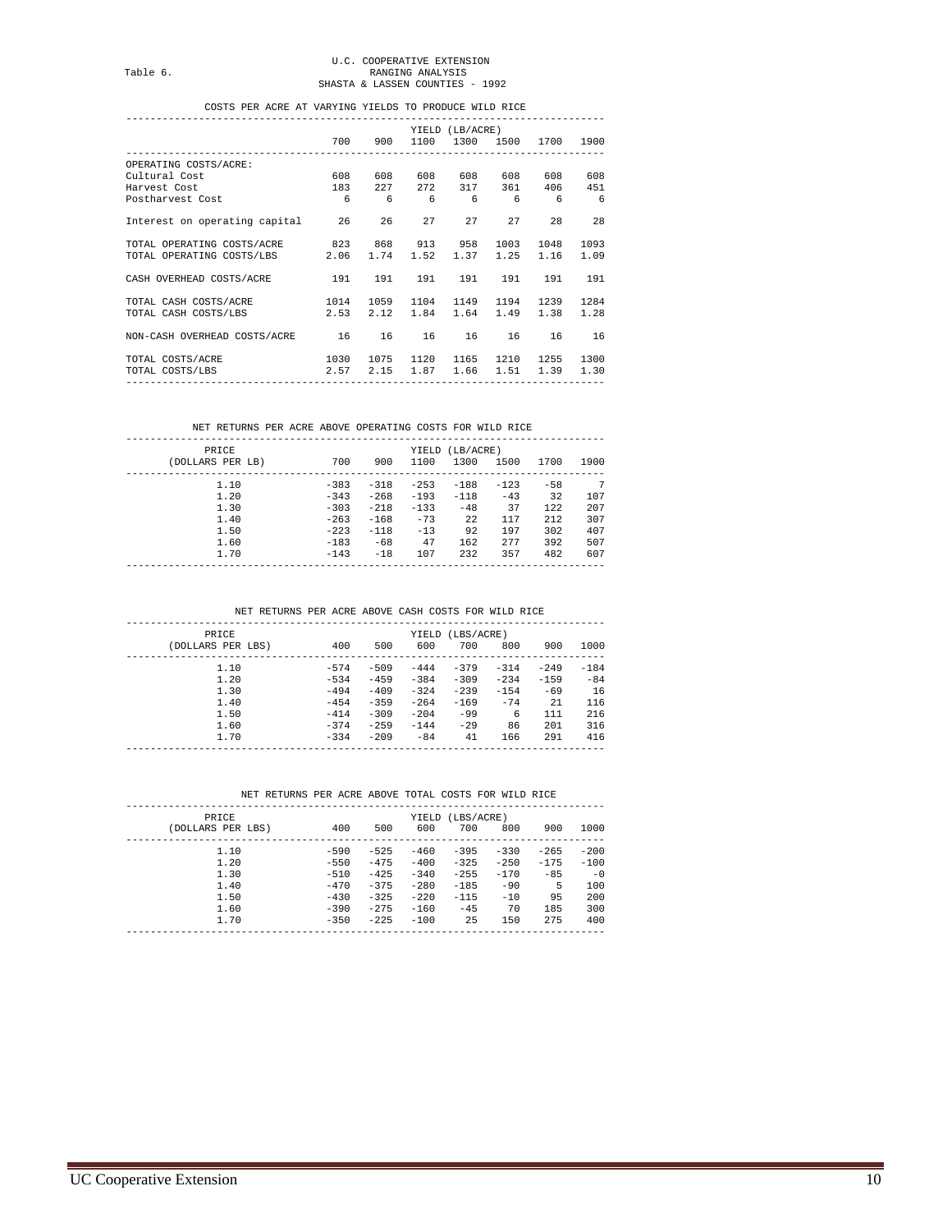Table 6.

U.C. COOPERATIVE EXTENSION
RANGING ANALYSIS
SHASTA & LASSEN COUNTIES - 1992

COSTS PER ACRE AT VARYING YIELDS TO PRODUCE WILD RICE

| | YIELD (LB/ACRE) | | | | | | |
|---|---|---|---|---|---|---|---|
| | 700 | 900 | 1100 | 1300 | 1500 | 1700 | 1900 |
| OPERATING COSTS/ACRE: | | | | | | | |
| Cultural Cost | 608 | 608 | 608 | 608 | 608 | 608 | 608 |
| Harvest Cost | 183 | 227 | 272 | 317 | 361 | 406 | 451 |
| Postharvest Cost | 6 | 6 | 6 | 6 | 6 | 6 | 6 |
| Interest on operating capital | 26 | 26 | 27 | 27 | 27 | 28 | 28 |
| TOTAL OPERATING COSTS/ACRE | 823 | 868 | 913 | 958 | 1003 | 1048 | 1093 |
| TOTAL OPERATING COSTS/LBS | 2.06 | 1.74 | 1.52 | 1.37 | 1.25 | 1.16 | 1.09 |
| CASH OVERHEAD COSTS/ACRE | 191 | 191 | 191 | 191 | 191 | 191 | 191 |
| TOTAL CASH COSTS/ACRE | 1014 | 1059 | 1104 | 1149 | 1194 | 1239 | 1284 |
| TOTAL CASH COSTS/LBS | 2.53 | 2.12 | 1.84 | 1.64 | 1.49 | 1.38 | 1.28 |
| NON-CASH OVERHEAD COSTS/ACRE | 16 | 16 | 16 | 16 | 16 | 16 | 16 |
| TOTAL COSTS/ACRE | 1030 | 1075 | 1120 | 1165 | 1210 | 1255 | 1300 |
| TOTAL COSTS/LBS | 2.57 | 2.15 | 1.87 | 1.66 | 1.51 | 1.39 | 1.30 |

NET RETURNS PER ACRE ABOVE OPERATING COSTS FOR WILD RICE

| PRICE | YIELD (LB/ACRE) | | | | | | |
|---|---|---|---|---|---|---|---|
| (DOLLARS PER LB) | 700 | 900 | 1100 | 1300 | 1500 | 1700 | 1900 |
| 1.10 | -383 | -318 | -253 | -188 | -123 | -58 | 7 |
| 1.20 | -343 | -268 | -193 | -118 | -43 | 32 | 107 |
| 1.30 | -303 | -218 | -133 | -48 | 37 | 122 | 207 |
| 1.40 | -263 | -168 | -73 | 22 | 117 | 212 | 307 |
| 1.50 | -223 | -118 | -13 | 92 | 197 | 302 | 407 |
| 1.60 | -183 | -68 | 47 | 162 | 277 | 392 | 507 |
| 1.70 | -143 | -18 | 107 | 232 | 357 | 482 | 607 |

NET RETURNS PER ACRE ABOVE CASH COSTS FOR WILD RICE

| PRICE | YIELD (LBS/ACRE) | | | | | | |
|---|---|---|---|---|---|---|---|
| (DOLLARS PER LBS) | 400 | 500 | 600 | 700 | 800 | 900 | 1000 |
| 1.10 | -574 | -509 | -444 | -379 | -314 | -249 | -184 |
| 1.20 | -534 | -459 | -384 | -309 | -234 | -159 | -84 |
| 1.30 | -494 | -409 | -324 | -239 | -154 | -69 | 16 |
| 1.40 | -454 | -359 | -264 | -169 | -74 | 21 | 116 |
| 1.50 | -414 | -309 | -204 | -99 | 6 | 111 | 216 |
| 1.60 | -374 | -259 | -144 | -29 | 86 | 201 | 316 |
| 1.70 | -334 | -209 | -84 | 41 | 166 | 291 | 416 |

NET RETURNS PER ACRE ABOVE TOTAL COSTS FOR WILD RICE

| PRICE | YIELD (LBS/ACRE) | | | | | | |
|---|---|---|---|---|---|---|---|
| (DOLLARS PER LBS) | 400 | 500 | 600 | 700 | 800 | 900 | 1000 |
| 1.10 | -590 | -525 | -460 | -395 | -330 | -265 | -200 |
| 1.20 | -550 | -475 | -400 | -325 | -250 | -175 | -100 |
| 1.30 | -510 | -425 | -340 | -255 | -170 | -85 | -0 |
| 1.40 | -470 | -375 | -280 | -185 | -90 | 5 | 100 |
| 1.50 | -430 | -325 | -220 | -115 | -10 | 95 | 200 |
| 1.60 | -390 | -275 | -160 | -45 | 70 | 185 | 300 |
| 1.70 | -350 | -225 | -100 | 25 | 150 | 275 | 400 |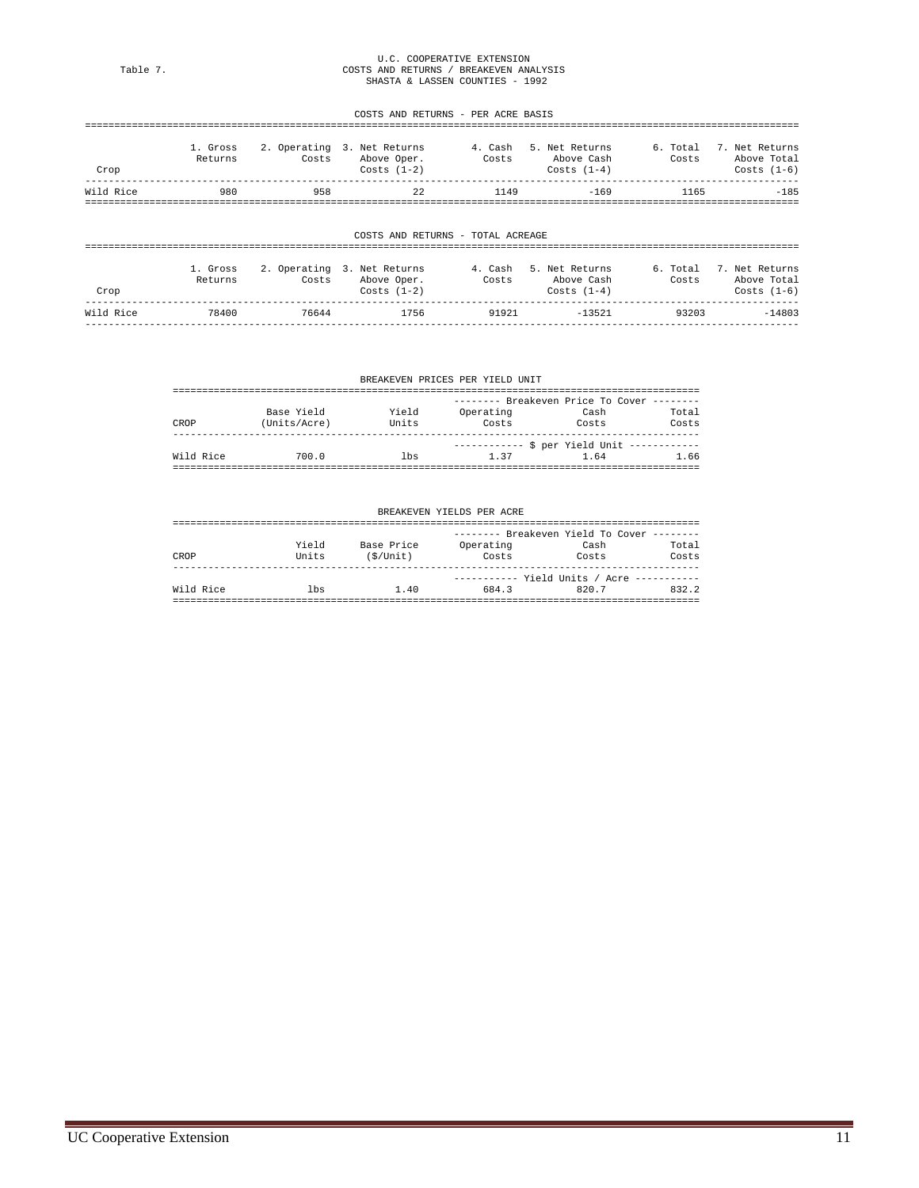Table 7.

U.C. COOPERATIVE EXTENSION
COSTS AND RETURNS / BREAKEVEN ANALYSIS
SHASTA & LASSEN COUNTIES - 1992

COSTS AND RETURNS - PER ACRE BASIS

| Crop | 1. Gross Returns | 2. Operating Costs | 3. Net Returns Above Oper. Costs (1-2) | 4. Cash Costs | 5. Net Returns Above Cash Costs (1-4) | 6. Total Costs | 7. Net Returns Above Total Costs (1-6) |
|---|---|---|---|---|---|---|---|
| Wild Rice | 980 | 958 | 22 | 1149 | -169 | 1165 | -185 |

COSTS AND RETURNS - TOTAL ACREAGE

| Crop | 1. Gross Returns | 2. Operating Costs | 3. Net Returns Above Oper. Costs (1-2) | 4. Cash Costs | 5. Net Returns Above Cash Costs (1-4) | 6. Total Costs | 7. Net Returns Above Total Costs (1-6) |
|---|---|---|---|---|---|---|---|
| Wild Rice | 78400 | 76644 | 1756 | 91921 | -13521 | 93203 | -14803 |

BREAKEVEN PRICES PER YIELD UNIT

| CROP | Base Yield (Units/Acre) | Yield Units | Breakeven Price To Cover Operating Costs | Cash Costs | Total Costs |
|---|---|---|---|---|---|
| | | | $ per Yield Unit | | |
| Wild Rice | 700.0 | lbs | 1.37 | 1.64 | 1.66 |

BREAKEVEN YIELDS PER ACRE

| CROP | Yield Units | Base Price ($/Unit) | Breakeven Yield To Cover Operating Costs | Cash Costs | Total Costs |
|---|---|---|---|---|---|
| | | | Yield Units / Acre | | |
| Wild Rice | lbs | 1.40 | 684.3 | 820.7 | 832.2 |